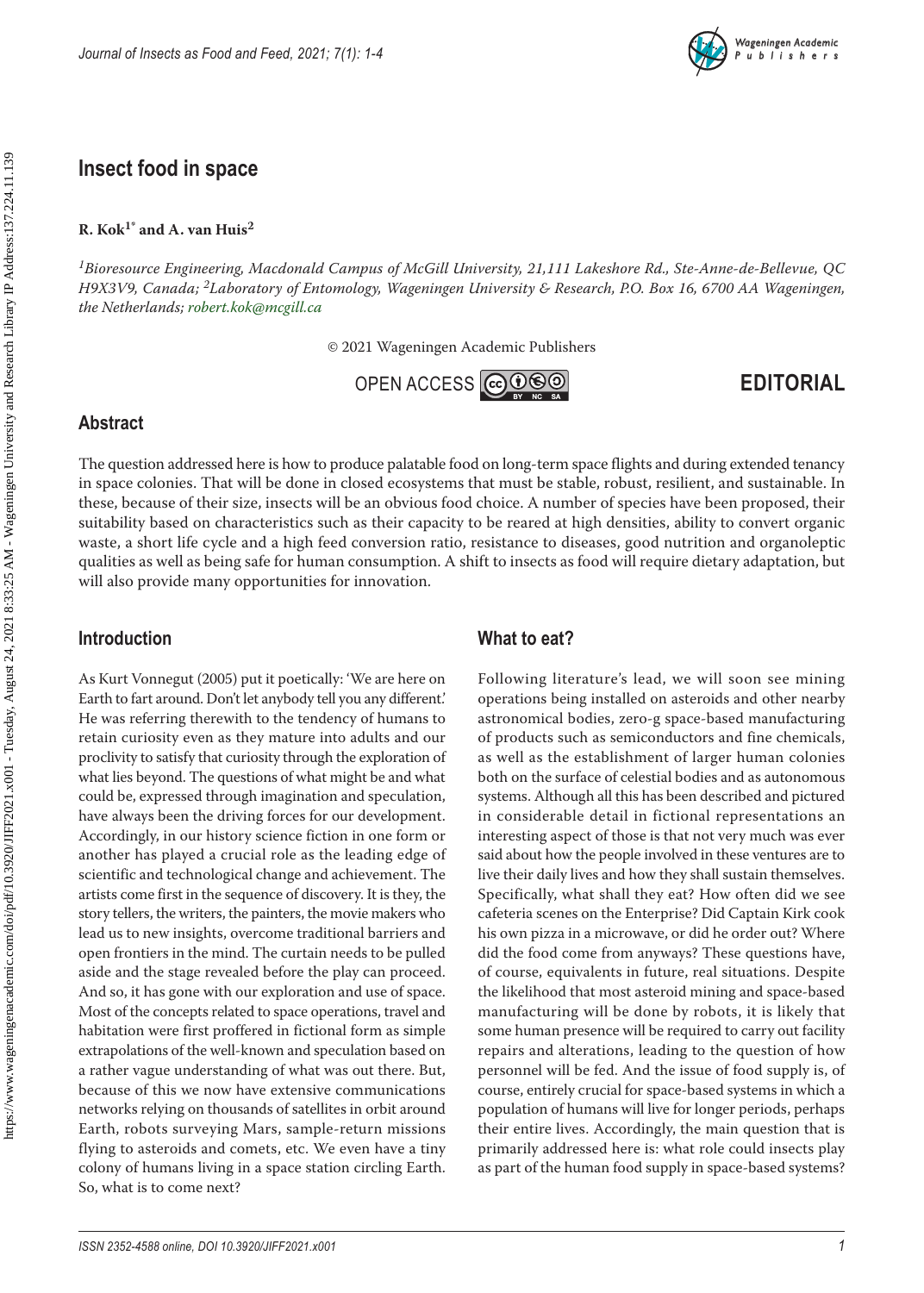# Insect food in space

**R. Kok[1*] and A. van Huis[2]**

*[1]Bioresource Engineering, Macdonald Campus of McGill University, 21,111 Lakeshore Rd., Ste-Anne-de-Bellevue, QC H9X3V9, Canada; [2]Laboratory of Entomology, Wageningen University & Research, P.O. Box 16, 6700 AA Wageningen, the Netherlands; robert.kok@mcgill.ca*

© 2021 Wageningen Academic Publishers

OPEN ACCESS

**EDITORIAL**

## Abstract

The question addressed here is how to produce palatable food on long-term space flights and during extended tenancy in space colonies. That will be done in closed ecosystems that must be stable, robust, resilient, and sustainable. In these, because of their size, insects will be an obvious food choice. A number of species have been proposed, their suitability based on characteristics such as their capacity to be reared at high densities, ability to convert organic waste, a short life cycle and a high feed conversion ratio, resistance to diseases, good nutrition and organoleptic qualities as well as being safe for human consumption. A shift to insects as food will require dietary adaptation, but will also provide many opportunities for innovation.

## Introduction

As Kurt Vonnegut (2005) put it poetically: 'We are here on Earth to fart around. Don't let anybody tell you any different.' He was referring therewith to the tendency of humans to retain curiosity even as they mature into adults and our proclivity to satisfy that curiosity through the exploration of what lies beyond. The questions of what might be and what could be, expressed through imagination and speculation, have always been the driving forces for our development. Accordingly, in our history science fiction in one form or another has played a crucial role as the leading edge of scientific and technological change and achievement. The artists come first in the sequence of discovery. It is they, the story tellers, the writers, the painters, the movie makers who lead us to new insights, overcome traditional barriers and open frontiers in the mind. The curtain needs to be pulled aside and the stage revealed before the play can proceed. And so, it has gone with our exploration and use of space. Most of the concepts related to space operations, travel and habitation were first proffered in fictional form as simple extrapolations of the well-known and speculation based on a rather vague understanding of what was out there. But, because of this we now have extensive communications networks relying on thousands of satellites in orbit around Earth, robots surveying Mars, sample-return missions flying to asteroids and comets, etc. We even have a tiny colony of humans living in a space station circling Earth. So, what is to come next?

## What to eat?

Following literature's lead, we will soon see mining operations being installed on asteroids and other nearby astronomical bodies, zero-g space-based manufacturing of products such as semiconductors and fine chemicals, as well as the establishment of larger human colonies both on the surface of celestial bodies and as autonomous systems. Although all this has been described and pictured in considerable detail in fictional representations an interesting aspect of those is that not very much was ever said about how the people involved in these ventures are to live their daily lives and how they shall sustain themselves. Specifically, what shall they eat? How often did we see cafeteria scenes on the Enterprise? Did Captain Kirk cook his own pizza in a microwave, or did he order out? Where did the food come from anyways? These questions have, of course, equivalents in future, real situations. Despite the likelihood that most asteroid mining and space-based manufacturing will be done by robots, it is likely that some human presence will be required to carry out facility repairs and alterations, leading to the question of how personnel will be fed. And the issue of food supply is, of course, entirely crucial for space-based systems in which a population of humans will live for longer periods, perhaps their entire lives. Accordingly, the main question that is primarily addressed here is: what role could insects play as part of the human food supply in space-based systems?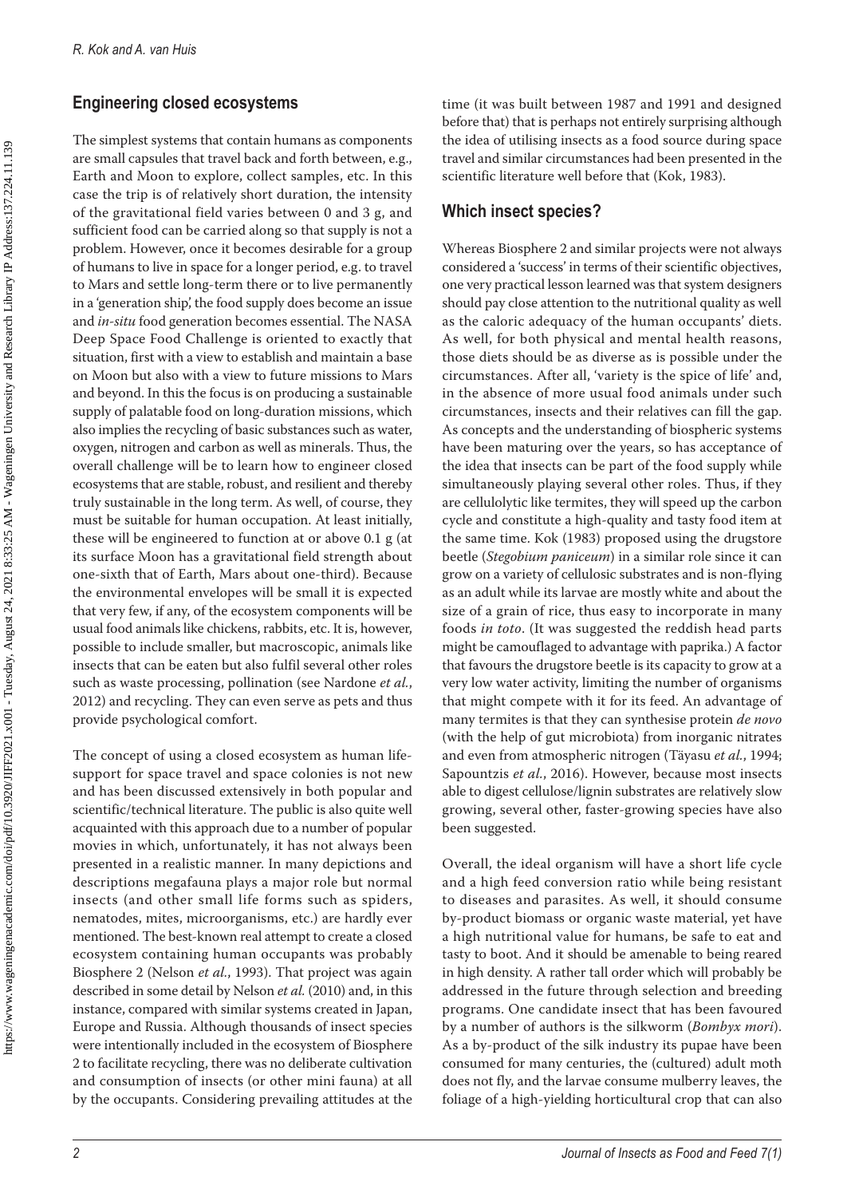## Engineering closed ecosystems

The simplest systems that contain humans as components are small capsules that travel back and forth between, e.g., Earth and Moon to explore, collect samples, etc. In this case the trip is of relatively short duration, the intensity of the gravitational field varies between 0 and 3 g, and sufficient food can be carried along so that supply is not a problem. However, once it becomes desirable for a group of humans to live in space for a longer period, e.g. to travel to Mars and settle long-term there or to live permanently in a 'generation ship', the food supply does become an issue and *in-situ* food generation becomes essential. The NASA Deep Space Food Challenge is oriented to exactly that situation, first with a view to establish and maintain a base on Moon but also with a view to future missions to Mars and beyond. In this the focus is on producing a sustainable supply of palatable food on long-duration missions, which also implies the recycling of basic substances such as water, oxygen, nitrogen and carbon as well as minerals. Thus, the overall challenge will be to learn how to engineer closed ecosystems that are stable, robust, and resilient and thereby truly sustainable in the long term. As well, of course, they must be suitable for human occupation. At least initially, these will be engineered to function at or above 0.1 g (at its surface Moon has a gravitational field strength about one-sixth that of Earth, Mars about one-third). Because the environmental envelopes will be small it is expected that very few, if any, of the ecosystem components will be usual food animals like chickens, rabbits, etc. It is, however, possible to include smaller, but macroscopic, animals like insects that can be eaten but also fulfil several other roles such as waste processing, pollination (see Nardone *et al.*, 2012) and recycling. They can even serve as pets and thus provide psychological comfort.

The concept of using a closed ecosystem as human life-support for space travel and space colonies is not new and has been discussed extensively in both popular and scientific/technical literature. The public is also quite well acquainted with this approach due to a number of popular movies in which, unfortunately, it has not always been presented in a realistic manner. In many depictions and descriptions megafauna plays a major role but normal insects (and other small life forms such as spiders, nematodes, mites, microorganisms, etc.) are hardly ever mentioned. The best-known real attempt to create a closed ecosystem containing human occupants was probably Biosphere 2 (Nelson *et al.*, 1993). That project was again described in some detail by Nelson *et al.* (2010) and, in this instance, compared with similar systems created in Japan, Europe and Russia. Although thousands of insect species were intentionally included in the ecosystem of Biosphere 2 to facilitate recycling, there was no deliberate cultivation and consumption of insects (or other mini fauna) at all by the occupants. Considering prevailing attitudes at the time (it was built between 1987 and 1991 and designed before that) that is perhaps not entirely surprising although the idea of utilising insects as a food source during space travel and similar circumstances had been presented in the scientific literature well before that (Kok, 1983).

## Which insect species?

Whereas Biosphere 2 and similar projects were not always considered a 'success' in terms of their scientific objectives, one very practical lesson learned was that system designers should pay close attention to the nutritional quality as well as the caloric adequacy of the human occupants' diets. As well, for both physical and mental health reasons, those diets should be as diverse as is possible under the circumstances. After all, 'variety is the spice of life' and, in the absence of more usual food animals under such circumstances, insects and their relatives can fill the gap. As concepts and the understanding of biospheric systems have been maturing over the years, so has acceptance of the idea that insects can be part of the food supply while simultaneously playing several other roles. Thus, if they are cellulolytic like termites, they will speed up the carbon cycle and constitute a high-quality and tasty food item at the same time. Kok (1983) proposed using the drugstore beetle (*Stegobium paniceum*) in a similar role since it can grow on a variety of cellulosic substrates and is non-flying as an adult while its larvae are mostly white and about the size of a grain of rice, thus easy to incorporate in many foods *in toto*. (It was suggested the reddish head parts might be camouflaged to advantage with paprika.) A factor that favours the drugstore beetle is its capacity to grow at a very low water activity, limiting the number of organisms that might compete with it for its feed. An advantage of many termites is that they can synthesise protein *de novo* (with the help of gut microbiota) from inorganic nitrates and even from atmospheric nitrogen (Täyasu *et al.*, 1994; Sapountzis *et al.*, 2016). However, because most insects able to digest cellulose/lignin substrates are relatively slow growing, several other, faster-growing species have also been suggested.

Overall, the ideal organism will have a short life cycle and a high feed conversion ratio while being resistant to diseases and parasites. As well, it should consume by-product biomass or organic waste material, yet have a high nutritional value for humans, be safe to eat and tasty to boot. And it should be amenable to being reared in high density. A rather tall order which will probably be addressed in the future through selection and breeding programs. One candidate insect that has been favoured by a number of authors is the silkworm (*Bombyx mori*). As a by-product of the silk industry its pupae have been consumed for many centuries, the (cultured) adult moth does not fly, and the larvae consume mulberry leaves, the foliage of a high-yielding horticultural crop that can also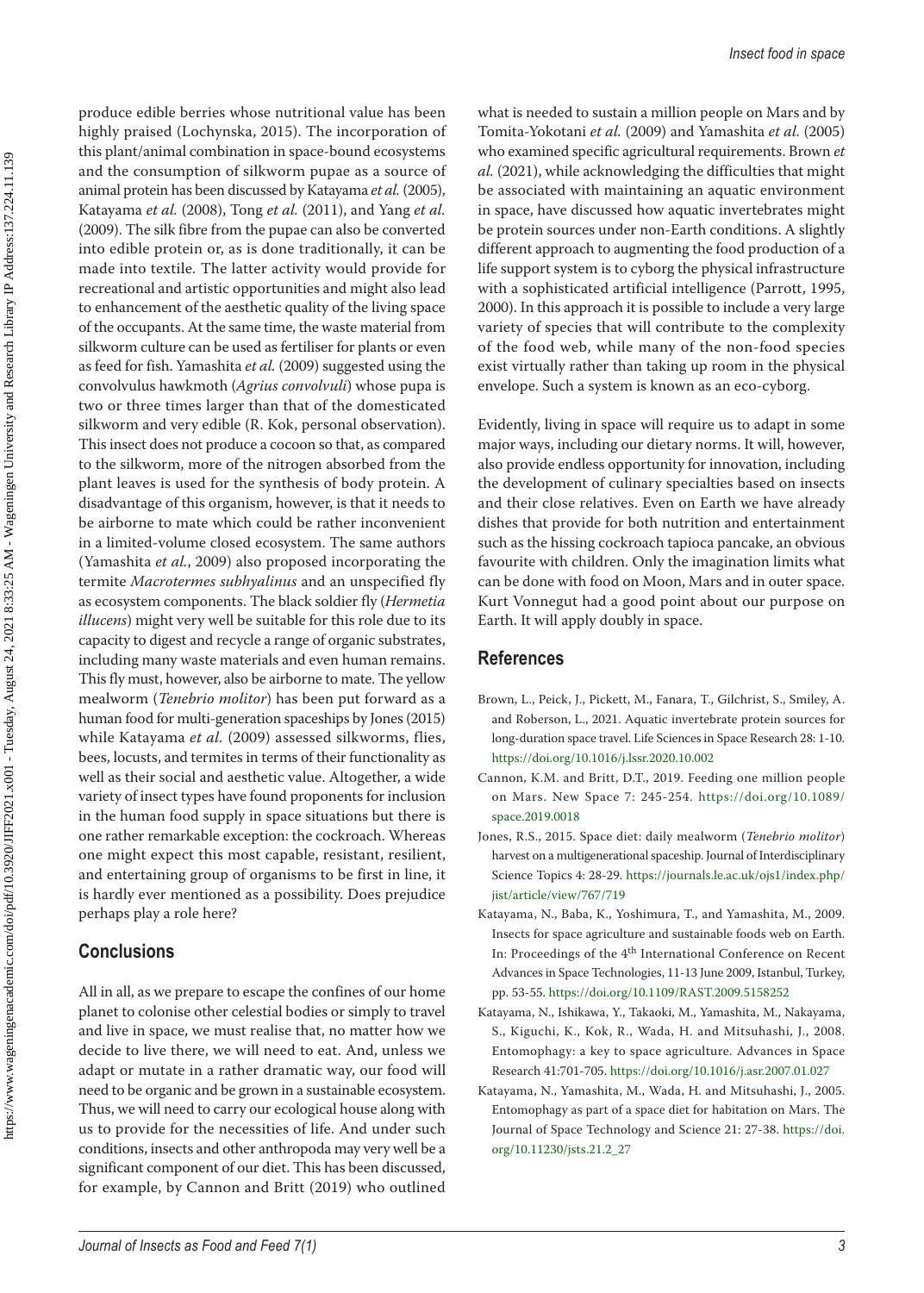produce edible berries whose nutritional value has been highly praised (Lochynska, 2015). The incorporation of this plant/animal combination in space-bound ecosystems and the consumption of silkworm pupae as a source of animal protein has been discussed by Katayama *et al.* (2005), Katayama *et al.* (2008), Tong *et al.* (2011), and Yang *et al.* (2009). The silk fibre from the pupae can also be converted into edible protein or, as is done traditionally, it can be made into textile. The latter activity would provide for recreational and artistic opportunities and might also lead to enhancement of the aesthetic quality of the living space of the occupants. At the same time, the waste material from silkworm culture can be used as fertiliser for plants or even as feed for fish. Yamashita *et al.* (2009) suggested using the convolvulus hawkmoth (*Agrius convolvuli*) whose pupa is two or three times larger than that of the domesticated silkworm and very edible (R. Kok, personal observation). This insect does not produce a cocoon so that, as compared to the silkworm, more of the nitrogen absorbed from the plant leaves is used for the synthesis of body protein. A disadvantage of this organism, however, is that it needs to be airborne to mate which could be rather inconvenient in a limited-volume closed ecosystem. The same authors (Yamashita *et al.*, 2009) also proposed incorporating the termite *Macrotermes subhyalinus* and an unspecified fly as ecosystem components. The black soldier fly (*Hermetia illucens*) might very well be suitable for this role due to its capacity to digest and recycle a range of organic substrates, including many waste materials and even human remains. This fly must, however, also be airborne to mate. The yellow mealworm (*Tenebrio molitor*) has been put forward as a human food for multi-generation spaceships by Jones (2015) while Katayama *et al.* (2009) assessed silkworms, flies, bees, locusts, and termites in terms of their functionality as well as their social and aesthetic value. Altogether, a wide variety of insect types have found proponents for inclusion in the human food supply in space situations but there is one rather remarkable exception: the cockroach. Whereas one might expect this most capable, resistant, resilient, and entertaining group of organisms to be first in line, it is hardly ever mentioned as a possibility. Does prejudice perhaps play a role here?

## Conclusions

All in all, as we prepare to escape the confines of our home planet to colonise other celestial bodies or simply to travel and live in space, we must realise that, no matter how we decide to live there, we will need to eat. And, unless we adapt or mutate in a rather dramatic way, our food will need to be organic and be grown in a sustainable ecosystem. Thus, we will need to carry our ecological house along with us to provide for the necessities of life. And under such conditions, insects and other anthropoda may very well be a significant component of our diet. This has been discussed, for example, by Cannon and Britt (2019) who outlined what is needed to sustain a million people on Mars and by Tomita-Yokotani *et al.* (2009) and Yamashita *et al.* (2005) who examined specific agricultural requirements. Brown *et al.* (2021), while acknowledging the difficulties that might be associated with maintaining an aquatic environment in space, have discussed how aquatic invertebrates might be protein sources under non-Earth conditions. A slightly different approach to augmenting the food production of a life support system is to cyborg the physical infrastructure with a sophisticated artificial intelligence (Parrott, 1995, 2000). In this approach it is possible to include a very large variety of species that will contribute to the complexity of the food web, while many of the non-food species exist virtually rather than taking up room in the physical envelope. Such a system is known as an eco-cyborg.

Evidently, living in space will require us to adapt in some major ways, including our dietary norms. It will, however, also provide endless opportunity for innovation, including the development of culinary specialties based on insects and their close relatives. Even on Earth we have already dishes that provide for both nutrition and entertainment such as the hissing cockroach tapioca pancake, an obvious favourite with children. Only the imagination limits what can be done with food on Moon, Mars and in outer space. Kurt Vonnegut had a good point about our purpose on Earth. It will apply doubly in space.

## References

Brown, L., Peick, J., Pickett, M., Fanara, T., Gilchrist, S., Smiley, A. and Roberson, L., 2021. Aquatic invertebrate protein sources for long-duration space travel. Life Sciences in Space Research 28: 1-10. https://doi.org/10.1016/j.lssr.2020.10.002

Cannon, K.M. and Britt, D.T., 2019. Feeding one million people on Mars. New Space 7: 245-254. https://doi.org/10.1089/space.2019.0018

Jones, R.S., 2015. Space diet: daily mealworm (*Tenebrio molitor*) harvest on a multigenerational spaceship. Journal of Interdisciplinary Science Topics 4: 28-29. https://journals.le.ac.uk/ojs1/index.php/jist/article/view/767/719

Katayama, N., Baba, K., Yoshimura, T., and Yamashita, M., 2009. Insects for space agriculture and sustainable foods web on Earth. In: Proceedings of the 4th International Conference on Recent Advances in Space Technologies, 11-13 June 2009, Istanbul, Turkey, pp. 53-55. https://doi.org/10.1109/RAST.2009.5158252

Katayama, N., Ishikawa, Y., Takaoki, M., Yamashita, M., Nakayama, S., Kiguchi, K., Kok, R., Wada, H. and Mitsuhashi, J., 2008. Entomophagy: a key to space agriculture. Advances in Space Research 41:701-705. https://doi.org/10.1016/j.asr.2007.01.027

Katayama, N., Yamashita, M., Wada, H. and Mitsuhashi, J., 2005. Entomophagy as part of a space diet for habitation on Mars. The Journal of Space Technology and Science 21: 27-38. https://doi.org/10.11230/jsts.21.2_27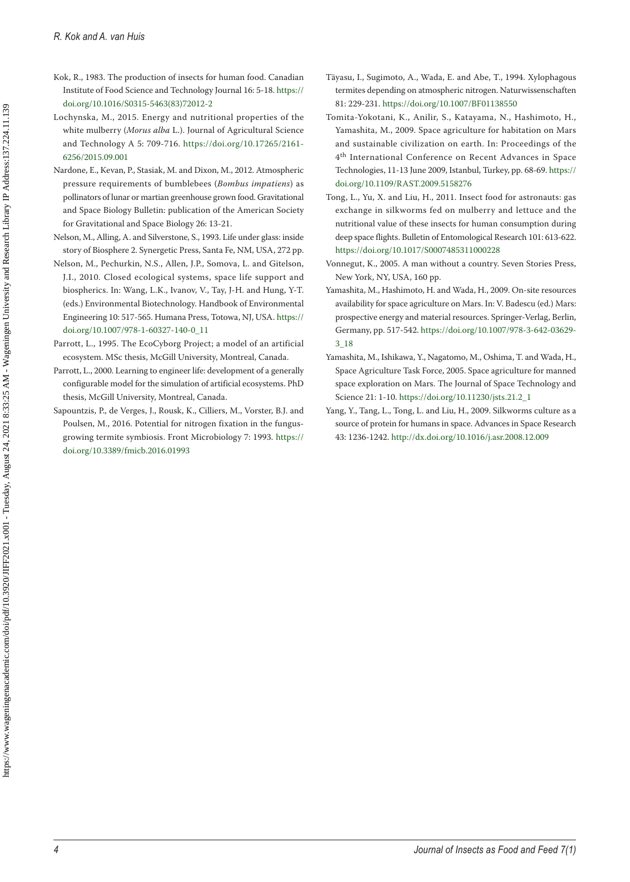Kok, R., 1983. The production of insects for human food. Canadian Institute of Food Science and Technology Journal 16: 5-18. https://doi.org/10.1016/S0315-5463(83)72012-2

Lochynska, M., 2015. Energy and nutritional properties of the white mulberry (*Morus alba* L.). Journal of Agricultural Science and Technology A 5: 709-716. https://doi.org/10.17265/2161-6256/2015.09.001

Nardone, E., Kevan, P., Stasiak, M. and Dixon, M., 2012. Atmospheric pressure requirements of bumblebees (*Bombus impatiens*) as pollinators of lunar or martian greenhouse grown food. Gravitational and Space Biology Bulletin: publication of the American Society for Gravitational and Space Biology 26: 13-21.

Nelson, M., Alling, A. and Silverstone, S., 1993. Life under glass: inside story of Biosphere 2. Synergetic Press, Santa Fe, NM, USA, 272 pp.

Nelson, M., Pechurkin, N.S., Allen, J.P., Somova, L. and Gitelson, J.I., 2010. Closed ecological systems, space life support and biospherics. In: Wang, L.K., Ivanov, V., Tay, J-H. and Hung, Y-T. (eds.) Environmental Biotechnology. Handbook of Environmental Engineering 10: 517-565. Humana Press, Totowa, NJ, USA. https://doi.org/10.1007/978-1-60327-140-0_11

Parrott, L., 1995. The EcoCyborg Project; a model of an artificial ecosystem. MSc thesis, McGill University, Montreal, Canada.

Parrott, L., 2000. Learning to engineer life: development of a generally configurable model for the simulation of artificial ecosystems. PhD thesis, McGill University, Montreal, Canada.

Sapountzis, P., de Verges, J., Rousk, K., Cilliers, M., Vorster, B.J. and Poulsen, M., 2016. Potential for nitrogen fixation in the fungus-growing termite symbiosis. Front Microbiology 7: 1993. https://doi.org/10.3389/fmicb.2016.01993

Täyasu, I., Sugimoto, A., Wada, E. and Abe, T., 1994. Xylophagous termites depending on atmospheric nitrogen. Naturwissenschaften 81: 229-231. https://doi.org/10.1007/BF01138550

Tomita-Yokotani, K., Anilir, S., Katayama, N., Hashimoto, H., Yamashita, M., 2009. Space agriculture for habitation on Mars and sustainable civilization on earth. In: Proceedings of the 4th International Conference on Recent Advances in Space Technologies, 11-13 June 2009, Istanbul, Turkey, pp. 68-69. https://doi.org/10.1109/RAST.2009.5158276

Tong, L., Yu, X. and Liu, H., 2011. Insect food for astronauts: gas exchange in silkworms fed on mulberry and lettuce and the nutritional value of these insects for human consumption during deep space flights. Bulletin of Entomological Research 101: 613-622. https://doi.org/10.1017/S0007485311000228

Vonnegut, K., 2005. A man without a country. Seven Stories Press, New York, NY, USA, 160 pp.

Yamashita, M., Hashimoto, H. and Wada, H., 2009. On-site resources availability for space agriculture on Mars. In: V. Badescu (ed.) Mars: prospective energy and material resources. Springer-Verlag, Berlin, Germany, pp. 517-542. https://doi.org/10.1007/978-3-642-03629-3_18

Yamashita, M., Ishikawa, Y., Nagatomo, M., Oshima, T. and Wada, H., Space Agriculture Task Force, 2005. Space agriculture for manned space exploration on Mars. The Journal of Space Technology and Science 21: 1-10. https://doi.org/10.11230/jsts.21.2_1

Yang, Y., Tang, L., Tong, L. and Liu, H., 2009. Silkworms culture as a source of protein for humans in space. Advances in Space Research 43: 1236-1242. http://dx.doi.org/10.1016/j.asr.2008.12.009